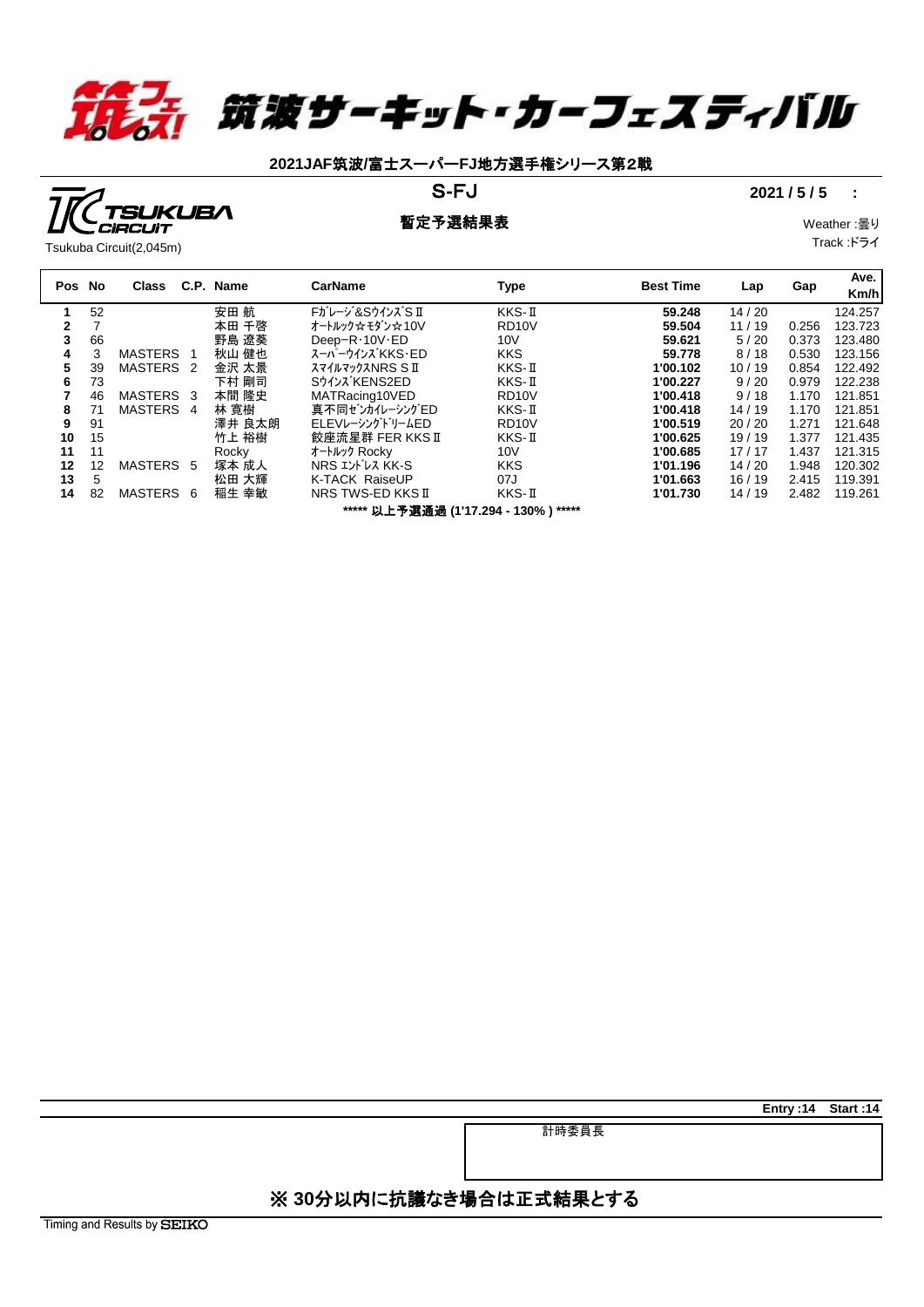# 筑波サーキット・カーフェスティバル

## 2021JAF筑波/富士スーパーFJ地方選手権シリーズ第2戦

Tsukuba Circuit(2,045m)

## S-FJ

### 暫定予選結果表

2021 / 5 / 5 :

Weather :曇り
Track :ドライ

| Pos | No | Class | C.P. | Name | CarName | Type | Best Time | Lap | Gap | Ave. Km/h |
|---|---|---|---|---|---|---|---|---|---|---|
| 1 | 52 | | | 安田 航 | Fｶﾞﾚｰｼﾞ&Sｳｲﾝｽﾞ S Ⅱ | KKS-Ⅱ | 59.248 | 14 / 20 | | 124.257 |
| 2 | 7 | | | 本田 千啓 | ｵｰﾄﾙｯｸ☆ﾓﾀﾞﾝ☆10V | RD10V | 59.504 | 11 / 19 | 0.256 | 123.723 |
| 3 | 66 | | | 野島 遼葵 | Deep−R･10V･ED | 10V | 59.621 | 5 / 20 | 0.373 | 123.480 |
| 4 | 3 | MASTERS | 1 | 秋山 健也 | ｽｰﾊﾟｰｳｲﾝｽﾞKKS･ED | KKS | 59.778 | 8 / 18 | 0.530 | 123.156 |
| 5 | 39 | MASTERS | 2 | 金沢 太景 | ｽﾏｲﾙﾏｯｸｽNRS S Ⅱ | KKS-Ⅱ | 1'00.102 | 10 / 19 | 0.854 | 122.492 |
| 6 | 73 | | | 下村 剛司 | SｳｲﾝｽﾞKENS2ED | KKS-Ⅱ | 1'00.227 | 9 / 20 | 0.979 | 122.238 |
| 7 | 46 | MASTERS | 3 | 本間 隆史 | MATRacing10VED | RD10V | 1'00.418 | 9 / 18 | 1.170 | 121.851 |
| 8 | 71 | MASTERS | 4 | 林 寛樹 | 真不同ｾﾞﾝｶｲﾚｰｼﾝｸﾞED | KKS-Ⅱ | 1'00.418 | 14 / 19 | 1.170 | 121.851 |
| 9 | 91 | | | 澤井 良太朗 | ELEVﾚｰｼﾝｸﾞﾄﾞﾘｰﾑED | RD10V | 1'00.519 | 20 / 20 | 1.271 | 121.648 |
| 10 | 15 | | | 竹上 裕樹 | 餃座流星群 FER KKS Ⅱ | KKS-Ⅱ | 1'00.625 | 19 / 19 | 1.377 | 121.435 |
| 11 | 11 | | | Rocky | ｵｰﾄﾙｯｸ Rocky | 10V | 1'00.685 | 17 / 17 | 1.437 | 121.315 |
| 12 | 12 | MASTERS | 5 | 塚本 成人 | NRS ｴﾝﾄﾞﾚｽ KK-S | KKS | 1'01.196 | 14 / 20 | 1.948 | 120.302 |
| 13 | 5 | | | 松田 大輝 | K-TACK RaiseUP | 07J | 1'01.663 | 16 / 19 | 2.415 | 119.391 |
| 14 | 82 | MASTERS | 6 | 稲生 幸敏 | NRS TWS-ED KKS Ⅱ | KKS-Ⅱ | 1'01.730 | 14 / 19 | 2.482 | 119.261 |

***** 以上予選通過 (1'17.294 - 130% ) *****

Entry :14 Start :14

計時委員長

※ 30分以内に抗議なき場合は正式結果とする

Timing and Results by SEIKO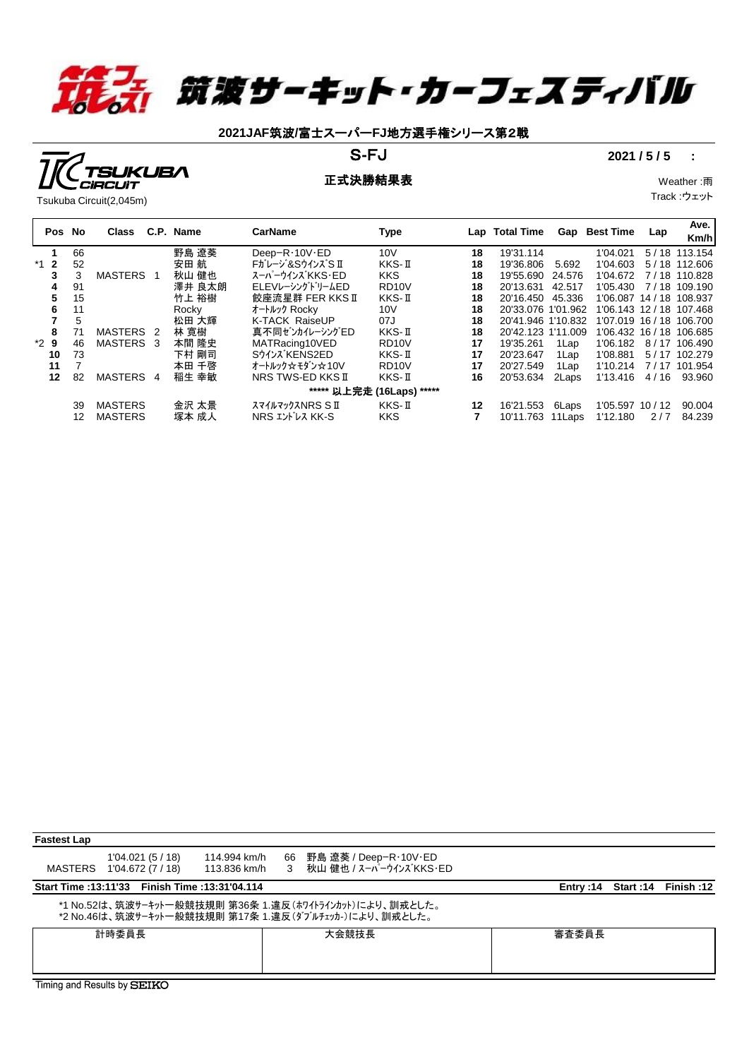# 筑波サーキット・カーフェスティバル

2021JAF筑波/富士スーパーFJ地方選手権シリーズ第2戦

TSUKUBA CIRCUIT

Tsukuba Circuit(2,045m)

## S-FJ

**正式決勝結果表**

**2021 / 5 / 5 :**

Weather :雨

Track :ウェット

| Pos | No | Class | C.P. | Name | CarName | Type | Lap | Total Time | Gap | Best Time | Lap | Ave. Km/h |
|---|---|---|---|---|---|---|---|---|---|---|---|---|
| 1 | 66 | | | 野島 遼葵 | Deep−R･10V･ED | 10V | 18 | 19'31.114 | | 1'04.021 | 5 / 18 | 113.154 |
| *1 2 | 52 | | | 安田 航 | Fｶﾞﾚｰｼﾞ&Sｳｲﾝｽﾞ S Ⅱ | KKS-Ⅱ | 18 | 19'36.806 | 5.692 | 1'04.603 | 5 / 18 | 112.606 |
| 3 | 3 | MASTERS | 1 | 秋山 健也 | ｽｰﾊﾟｰｳｲﾝｽﾞKKS･ED | KKS | 18 | 19'55.690 | 24.576 | 1'04.672 | 7 / 18 | 110.828 |
| 4 | 91 | | | 澤井 良太朗 | ELEVレーシングドリームED | RD10V | 18 | 20'13.631 | 42.517 | 1'05.430 | 7 / 18 | 109.190 |
| 5 | 15 | | | 竹上 裕樹 | 餃座流星群 FER KKSⅡ | KKS-Ⅱ | 18 | 20'16.450 | 45.336 | 1'06.087 | 14 / 18 | 108.937 |
| 6 | 11 | | | Rocky | ｵｰﾄﾙｯｸ Rocky | 10V | 18 | 20'33.076 | 1'01.962 | 1'06.143 | 12 / 18 | 107.468 |
| 7 | 5 | | | 松田 大輝 | K-TACK RaiseUP | 07J | 18 | 20'41.946 | 1'10.832 | 1'07.019 | 16 / 18 | 106.700 |
| 8 | 71 | MASTERS | 2 | 林 寛樹 | 真不同ｾﾞﾝｶｲﾚｰｼﾝｸﾞED | KKS-Ⅱ | 18 | 20'42.123 | 1'11.009 | 1'06.432 | 16 / 18 | 106.685 |
| *2 9 | 46 | MASTERS | 3 | 本間 隆史 | MATRacing10VED | RD10V | 17 | 19'35.261 | 1Lap | 1'06.182 | 8 / 17 | 106.490 |
| 10 | 73 | | | 下村 剛司 | SｳｲﾝｽﾞKENS2ED | KKS-Ⅱ | 17 | 20'23.647 | 1Lap | 1'08.881 | 5 / 17 | 102.279 |
| 11 | 7 | | | 本田 千啓 | ｵｰﾄﾙｯｸ☆ﾓﾀﾞﾝ☆10V | RD10V | 17 | 20'27.549 | 1Lap | 1'10.214 | 7 / 17 | 101.954 |
| 12 | 82 | MASTERS | 4 | 稲生 幸敏 | NRS TWS-ED KKSⅡ | KKS-Ⅱ | 16 | 20'53.634 | 2Laps | 1'13.416 | 4 / 16 | 93.960 |
| | | | | | ***** 以上完走 (16Laps) ***** | | | | | | | |
| | 39 | MASTERS | | 金沢 太景 | ｽﾏｲﾙﾏｯｸｽNRS SⅡ | KKS-Ⅱ | 12 | 16'21.553 | 6Laps | 1'05.597 | 10 / 12 | 90.004 |
| | 12 | MASTERS | | 塚本 成人 | NRS ｴﾝﾄﾞﾚｽ KK-S | KKS | 7 | 10'11.763 | 11Laps | 1'12.180 | 2 / 7 | 84.239 |

**Fastest Lap**

| | | | | |
|---|---|---|---|---|
| | 1'04.021 (5 / 18) | 114.994 km/h | 66 | 野島 遼葵 / Deep−R･10V･ED |
| MASTERS | 1'04.672 (7 / 18) | 113.836 km/h | 3 | 秋山 健也 / ｽｰﾊﾟｰｳｲﾝｽﾞKKS･ED |

**Start Time :13:11'33 Finish Time :13:31'04.114** **Entry :14 Start :14 Finish :12**

*1 No.52は、筑波ｻｰｷｯﾄ一般競技規則 第36条 1.違反(ﾎﾜｲﾄﾗｲﾝｶｯﾄ)により、訓戒とした。
*2 No.46は、筑波ｻｰｷｯﾄ一般競技規則 第17条 1.違反(ﾀﾞﾌﾞﾙﾁｪｯｶｰ)により、訓戒とした。

| 計時委員長 | 大会競技長 | 審査委員長 |
|---|---|---|
| | | |

Timing and Results by SEIKO